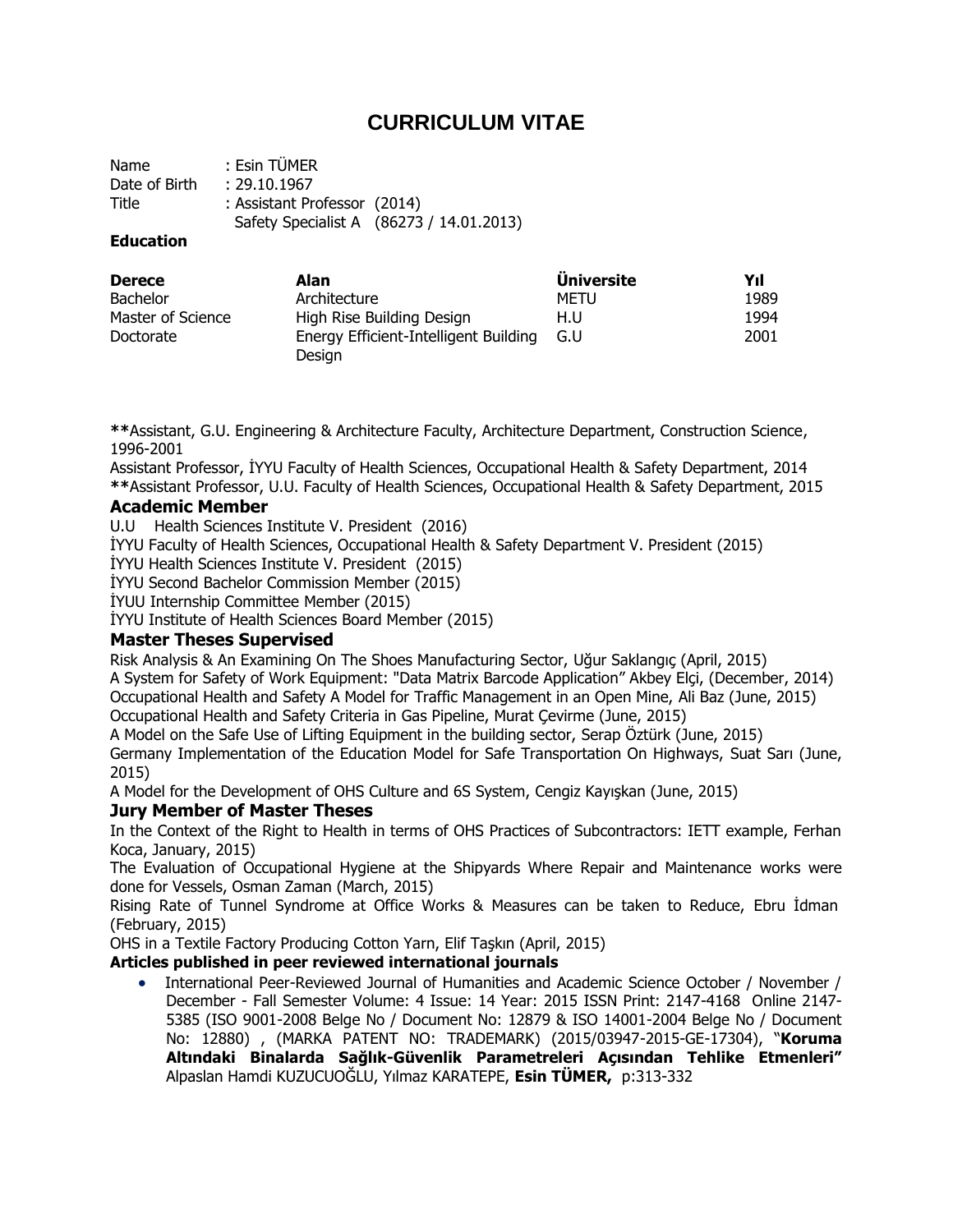# CURRICULUM VITAE

Name : Esin TÜMER
Date of Birth : 29.10.1967
Title : Assistant Professor (2014)
Safety Specialist A (86273 / 14.01.2013)

**Education**

| **Derece** | **Alan** | **Üniversite** | **Yıl** |
|---|---|---|---|
| Bachelor | Architecture | METU | 1989 |
| Master of Science | High Rise Building Design | H.U | 1994 |
| Doctorate | Energy Efficient-Intelligent Building Design | G.U | 2001 |

**\*\***Assistant, G.U. Engineering & Architecture Faculty, Architecture Department, Construction Science, 1996-2001

Assistant Professor, İYYU Faculty of Health Sciences, Occupational Health & Safety Department, 2014

**\*\***Assistant Professor, U.U. Faculty of Health Sciences, Occupational Health & Safety Department, 2015

### Academic Member

U.U Health Sciences Institute V. President (2016)
İYYU Faculty of Health Sciences, Occupational Health & Safety Department V. President (2015)
İYYU Health Sciences Institute V. President (2015)
İYYU Second Bachelor Commission Member (2015)
İYUU Internship Committee Member (2015)
İYYU Institute of Health Sciences Board Member (2015)

### Master Theses Supervised

Risk Analysis & An Examining On The Shoes Manufacturing Sector, Uğur Saklangıç (April, 2015)
A System for Safety of Work Equipment: "Data Matrix Barcode Application" Akbey Elçi, (December, 2014)
Occupational Health and Safety A Model for Traffic Management in an Open Mine, Ali Baz (June, 2015)
Occupational Health and Safety Criteria in Gas Pipeline, Murat Çevirme (June, 2015)
A Model on the Safe Use of Lifting Equipment in the building sector, Serap Öztürk (June, 2015)
Germany Implementation of the Education Model for Safe Transportation On Highways, Suat Sarı (June, 2015)
A Model for the Development of OHS Culture and 6S System, Cengiz Kayışkan (June, 2015)

### Jury Member of Master Theses

In the Context of the Right to Health in terms of OHS Practices of Subcontractors: IETT example, Ferhan Koca, January, 2015)
The Evaluation of Occupational Hygiene at the Shipyards Where Repair and Maintenance works were done for Vessels, Osman Zaman (March, 2015)
Rising Rate of Tunnel Syndrome at Office Works & Measures can be taken to Reduce, Ebru İdman (February, 2015)
OHS in a Textile Factory Producing Cotton Yarn, Elif Taşkın (April, 2015)

**Articles published in peer reviewed international journals**

- International Peer-Reviewed Journal of Humanities and Academic Science October / November / December - Fall Semester Volume: 4 Issue: 14 Year: 2015 ISSN Print: 2147-4168 Online 2147-5385 (ISO 9001-2008 Belge No / Document No: 12879 & ISO 14001-2004 Belge No / Document No: 12880) , (MARKA PATENT NO: TRADEMARK) (2015/03947-2015-GE-17304), "**Koruma Altındaki Binalarda Sağlık-Güvenlik Parametreleri Açısından Tehlike Etmenleri"** Alpaslan Hamdi KUZUCUOĞLU, Yılmaz KARATEPE, **Esin TÜMER,** p:313-332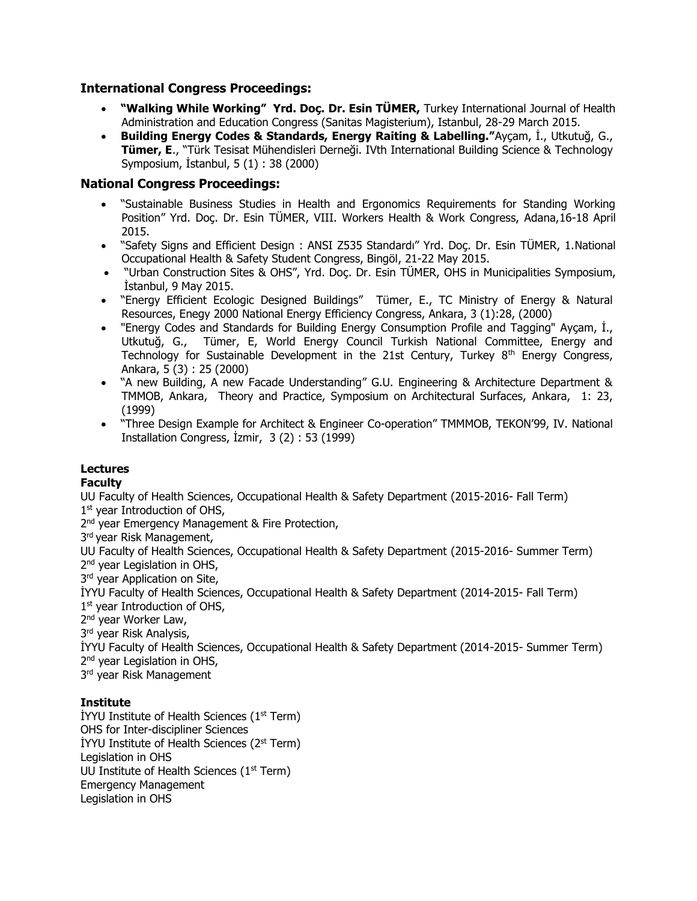### International Congress Proceedings:

- **"Walking While Working" Yrd. Doç. Dr. Esin TÜMER,** Turkey International Journal of Health Administration and Education Congress (Sanitas Magisterium), Istanbul, 28-29 March 2015.
- **Building Energy Codes & Standards, Energy Raiting & Labelling."**Ayçam, İ., Utkutuğ, G., **Tümer, E**., "Türk Tesisat Mühendisleri Derneği. IVth International Building Science & Technology Symposium, İstanbul, 5 (1) : 38 (2000)

### National Congress Proceedings:

- "Sustainable Business Studies in Health and Ergonomics Requirements for Standing Working Position" Yrd. Doç. Dr. Esin TÜMER, VIII. Workers Health & Work Congress, Adana,16-18 April 2015.
- "Safety Signs and Efficient Design : ANSI Z535 Standardı" Yrd. Doç. Dr. Esin TÜMER, 1.National Occupational Health & Safety Student Congress, Bingöl, 21-22 May 2015.
- "Urban Construction Sites & OHS", Yrd. Doç. Dr. Esin TÜMER, OHS in Municipalities Symposium, İstanbul, 9 May 2015.
- "Energy Efficient Ecologic Designed Buildings" Tümer, E., TC Ministry of Energy & Natural Resources, Enegy 2000 National Energy Efficiency Congress, Ankara, 3 (1):28, (2000)
- "Energy Codes and Standards for Building Energy Consumption Profile and Tagging" Ayçam, İ., Utkutuğ, G., Tümer, E, World Energy Council Turkish National Committee, Energy and Technology for Sustainable Development in the 21st Century, Turkey 8th Energy Congress, Ankara, 5 (3) : 25 (2000)
- "A new Building, A new Facade Understanding" G.U. Engineering & Architecture Department & TMMOB, Ankara, Theory and Practice, Symposium on Architectural Surfaces, Ankara, 1: 23, (1999)
- "Three Design Example for Architect & Engineer Co-operation" TMMMOB, TEKON'99, IV. National Installation Congress, İzmir, 3 (2) : 53 (1999)

**Lectures**

**Faculty**

UU Faculty of Health Sciences, Occupational Health & Safety Department (2015-2016- Fall Term)
1st year Introduction of OHS,
2nd year Emergency Management & Fire Protection,
3rd year Risk Management,
UU Faculty of Health Sciences, Occupational Health & Safety Department (2015-2016- Summer Term)
2nd year Legislation in OHS,
3rd year Application on Site,
İYYU Faculty of Health Sciences, Occupational Health & Safety Department (2014-2015- Fall Term)
1st year Introduction of OHS,
2nd year Worker Law,
3rd year Risk Analysis,
İYYU Faculty of Health Sciences, Occupational Health & Safety Department (2014-2015- Summer Term)
2nd year Legislation in OHS,
3rd year Risk Management

**Institute**

İYYU Institute of Health Sciences (1st Term)
OHS for Inter-discipliner Sciences
İYYU Institute of Health Sciences (2st Term)
Legislation in OHS
UU Institute of Health Sciences (1st Term)
Emergency Management
Legislation in OHS